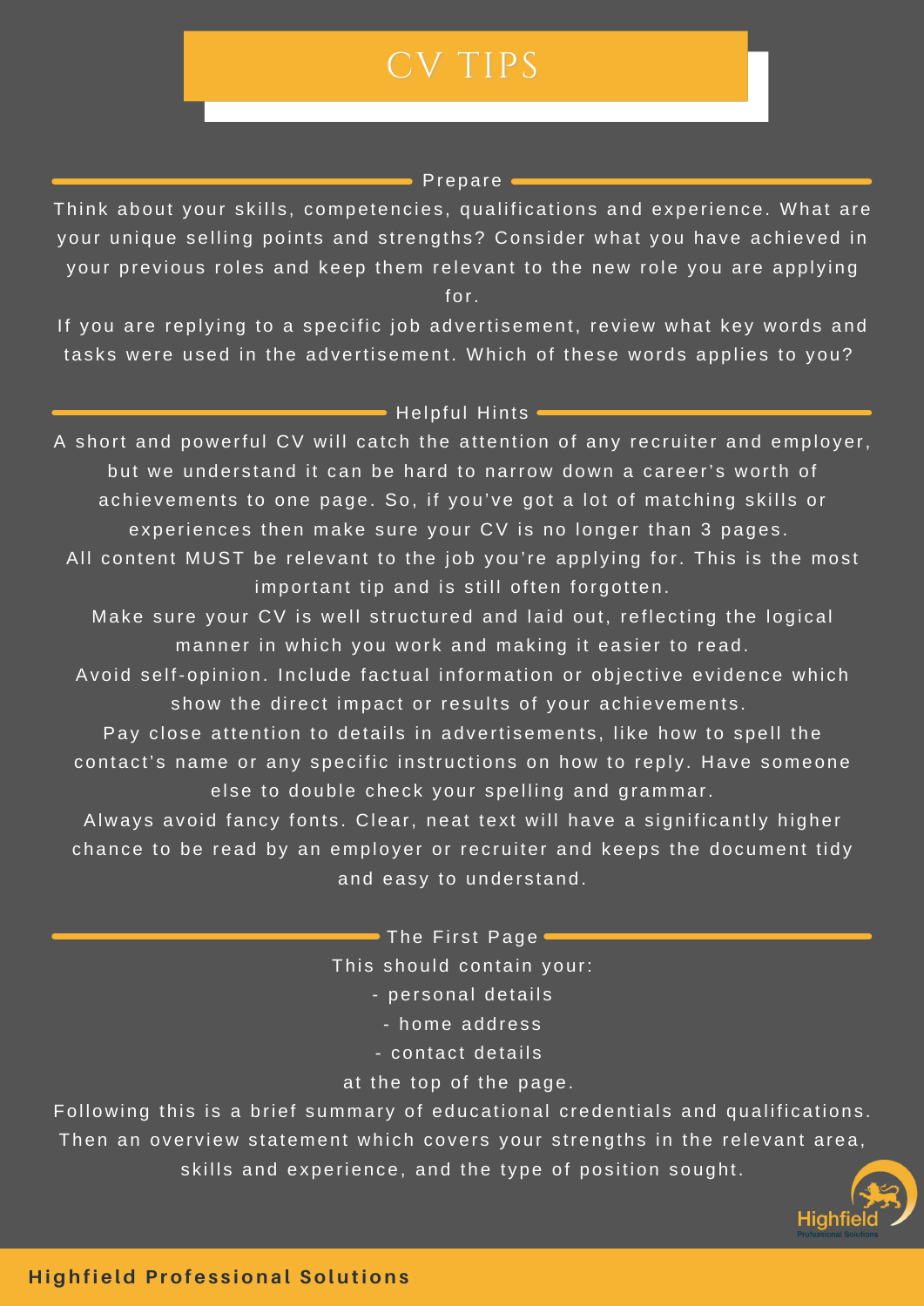# CV TIPS

## Prepare

Think about your skills, competencies, qualifications and experience. What are your unique selling points and strengths? Consider what you have achieved in your previous roles and keep them relevant to the new role you are applying for.

If you are replying to a specific job advertisement, review what key words and tasks were used in the advertisement. Which of these words applies to you?

## Helpful Hints

A short and powerful CV will catch the attention of any recruiter and employer, but we understand it can be hard to narrow down a career's worth of achievements to one page. So, if you've got a lot of matching skills or experiences then make sure your CV is no longer than 3 pages.

All content MUST be relevant to the job you're applying for. This is the most important tip and is still often forgotten.

Make sure your CV is well structured and laid out, reflecting the logical manner in which you work and making it easier to read.

Avoid self-opinion. Include factual information or objective evidence which show the direct impact or results of your achievements.

Pay close attention to details in advertisements, like how to spell the contact's name or any specific instructions on how to reply. Have someone else to double check your spelling and grammar.

Always avoid fancy fonts. Clear, neat text will have a significantly higher chance to be read by an employer or recruiter and keeps the document tidy and easy to understand.

## The First Page

This should contain your:

- personal details
- home address
- contact details

at the top of the page.

Following this is a brief summary of educational credentials and qualifications. Then an overview statement which covers your strengths in the relevant area, skills and experience, and the type of position sought.

**Highfield Professional Solutions**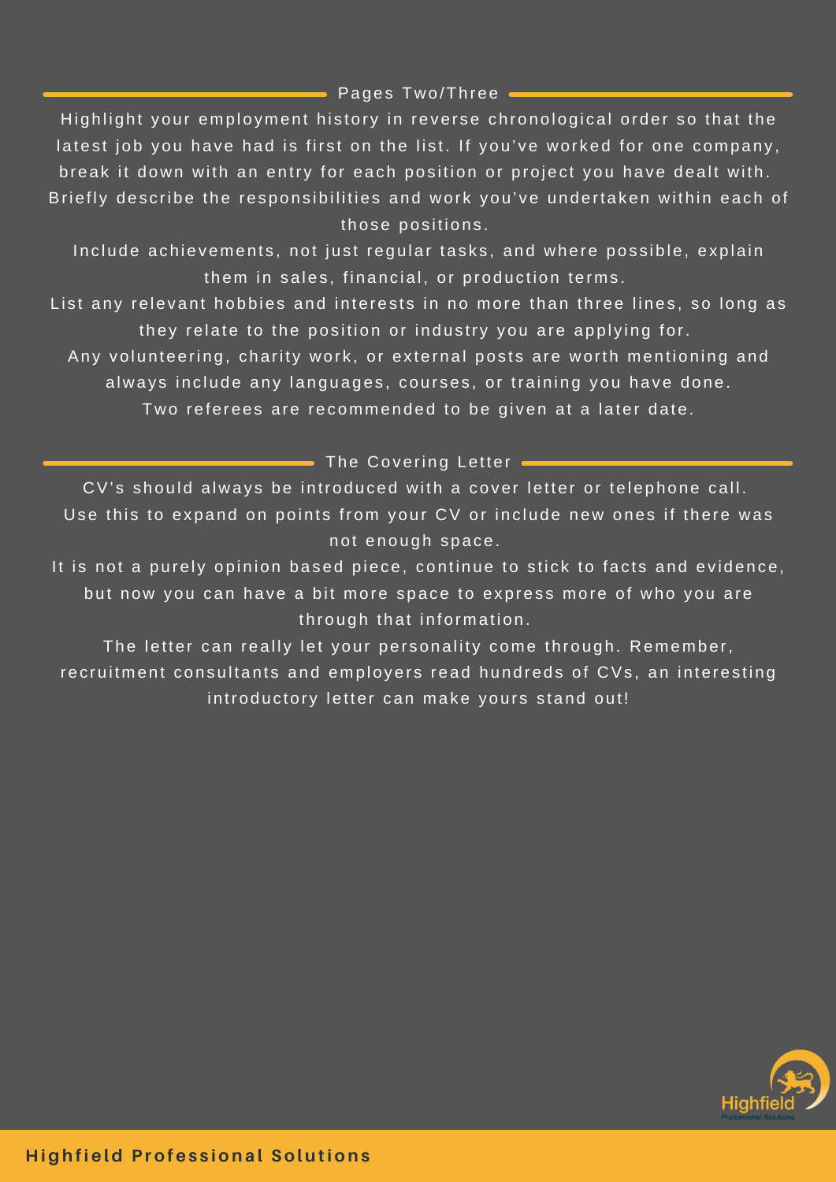## Pages Two/Three

Highlight your employment history in reverse chronological order so that the latest job you have had is first on the list. If you've worked for one company, break it down with an entry for each position or project you have dealt with. Briefly describe the responsibilities and work you've undertaken within each of those positions.

Include achievements, not just regular tasks, and where possible, explain them in sales, financial, or production terms.

List any relevant hobbies and interests in no more than three lines, so long as they relate to the position or industry you are applying for.

Any volunteering, charity work, or external posts are worth mentioning and always include any languages, courses, or training you have done.

Two referees are recommended to be given at a later date.

## The Covering Letter

CV's should always be introduced with a cover letter or telephone call.

Use this to expand on points from your CV or include new ones if there was not enough space.

It is not a purely opinion based piece, continue to stick to facts and evidence, but now you can have a bit more space to express more of who you are through that information.

The letter can really let your personality come through. Remember, recruitment consultants and employers read hundreds of CVs, an interesting introductory letter can make yours stand out!